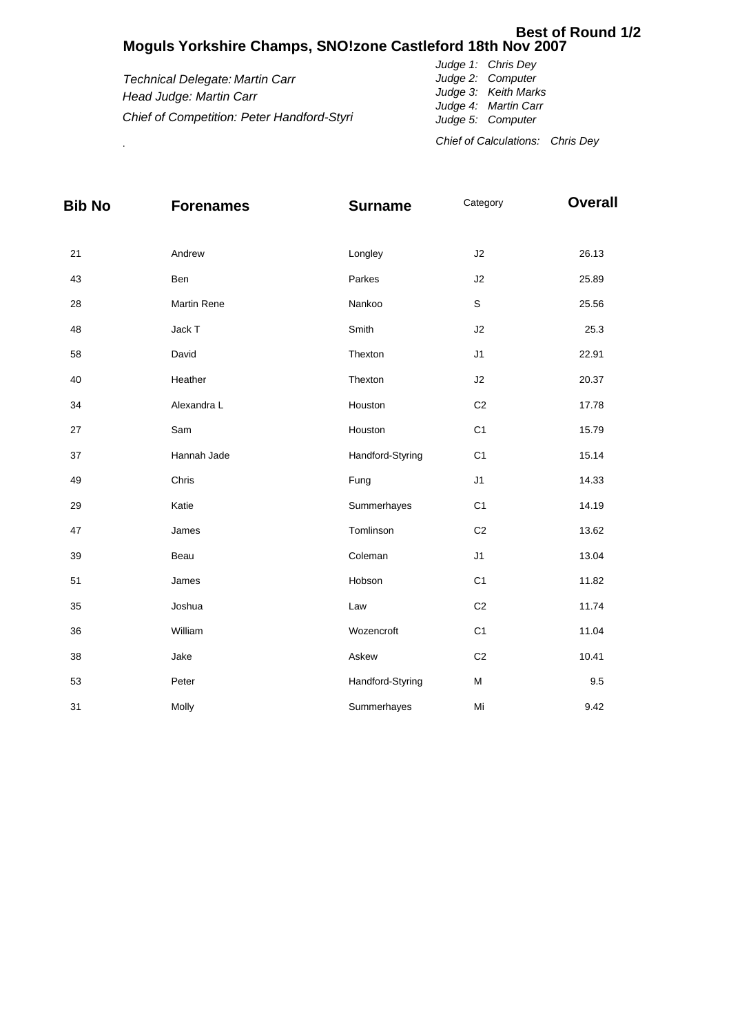**Best of Round 1/2**

# Moguls Yorkshire Champs, SNO!zone Castleford 18th Nov 2007

*Technical Delegate: Martin Carr*
*Head Judge: Martin Carr*
*Chief of Competition: Peter Handford-Styri*

*Judge 1: Chris Dey*
*Judge 2: Computer*
*Judge 3: Keith Marks*
*Judge 4: Martin Carr*
*Judge 5: Computer*

*Chief of Calculations: Chris Dey*

| Bib No | Forenames | Surname | Category | Overall |
|---|---|---|---|---|
| 21 | Andrew | Longley | J2 | 26.13 |
| 43 | Ben | Parkes | J2 | 25.89 |
| 28 | Martin Rene | Nankoo | S | 25.56 |
| 48 | Jack T | Smith | J2 | 25.3 |
| 58 | David | Thexton | J1 | 22.91 |
| 40 | Heather | Thexton | J2 | 20.37 |
| 34 | Alexandra L | Houston | C2 | 17.78 |
| 27 | Sam | Houston | C1 | 15.79 |
| 37 | Hannah Jade | Handford-Styring | C1 | 15.14 |
| 49 | Chris | Fung | J1 | 14.33 |
| 29 | Katie | Summerhayes | C1 | 14.19 |
| 47 | James | Tomlinson | C2 | 13.62 |
| 39 | Beau | Coleman | J1 | 13.04 |
| 51 | James | Hobson | C1 | 11.82 |
| 35 | Joshua | Law | C2 | 11.74 |
| 36 | William | Wozencroft | C1 | 11.04 |
| 38 | Jake | Askew | C2 | 10.41 |
| 53 | Peter | Handford-Styring | M | 9.5 |
| 31 | Molly | Summerhayes | Mi | 9.42 |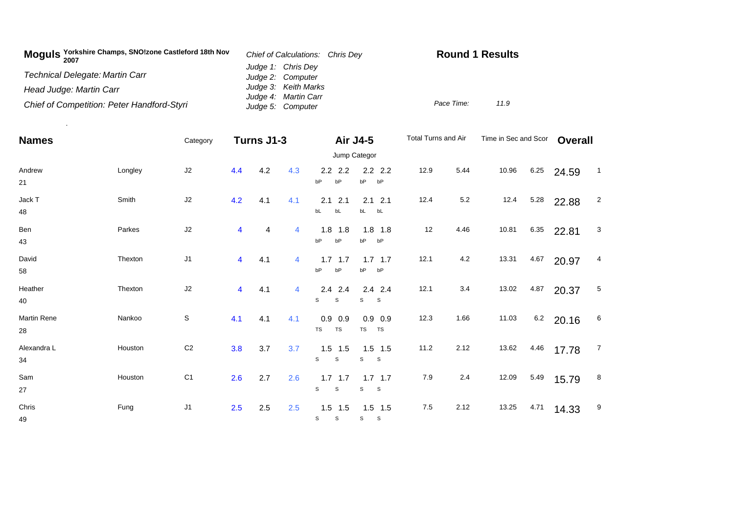**Moguls** **Yorkshire Champs, SNO!zone Castleford 18th Nov 2007**

*Technical Delegate: Martin Carr*

*Head Judge: Martin Carr*

*Chief of Competition: Peter Handford-Styri*

*Chief of Calculations: Chris Dey*

*Judge 1: Chris Dey*
*Judge 2: Computer*
*Judge 3: Keith Marks*
*Judge 4: Martin Carr*
*Judge 5: Computer*

**Round 1 Results**

*Pace Time:* *11.9*

| Names | | Category | Turns J1-3 | | | Air J4-5 | | | | Total Turns and Air | | Time in Sec and Scor | | Overall | |
|---|---|---|---|---|---|---|---|---|---|---|---|---|---|---|---|
| | | | | | | Jump Categor | | | | | | | | | |
| Andrew 21 | Longley | J2 | 4.4 | 4.2 | 4.3 | 2.2 bP | 2.2 bP | 2.2 bP | 2.2 bP | 12.9 | 5.44 | 10.96 | 6.25 | 24.59 | 1 |
| Jack T 48 | Smith | J2 | 4.2 | 4.1 | 4.1 | 2.1 bL | 2.1 bL | 2.1 bL | 2.1 bL | 12.4 | 5.2 | 12.4 | 5.28 | 22.88 | 2 |
| Ben 43 | Parkes | J2 | 4 | 4 | 4 | 1.8 bP | 1.8 bP | 1.8 bP | 1.8 bP | 12 | 4.46 | 10.81 | 6.35 | 22.81 | 3 |
| David 58 | Thexton | J1 | 4 | 4.1 | 4 | 1.7 bP | 1.7 bP | 1.7 bP | 1.7 bP | 12.1 | 4.2 | 13.31 | 4.67 | 20.97 | 4 |
| Heather 40 | Thexton | J2 | 4 | 4.1 | 4 | 2.4 S | 2.4 S | 2.4 S | 2.4 S | 12.1 | 3.4 | 13.02 | 4.87 | 20.37 | 5 |
| Martin Rene 28 | Nankoo | S | 4.1 | 4.1 | 4.1 | 0.9 TS | 0.9 TS | 0.9 TS | 0.9 TS | 12.3 | 1.66 | 11.03 | 6.2 | 20.16 | 6 |
| Alexandra L 34 | Houston | C2 | 3.8 | 3.7 | 3.7 | 1.5 S | 1.5 S | 1.5 S | 1.5 S | 11.2 | 2.12 | 13.62 | 4.46 | 17.78 | 7 |
| Sam 27 | Houston | C1 | 2.6 | 2.7 | 2.6 | 1.7 S | 1.7 S | 1.7 S | 1.7 S | 7.9 | 2.4 | 12.09 | 5.49 | 15.79 | 8 |
| Chris 49 | Fung | J1 | 2.5 | 2.5 | 2.5 | 1.5 S | 1.5 S | 1.5 S | 1.5 S | 7.5 | 2.12 | 13.25 | 4.71 | 14.33 | 9 |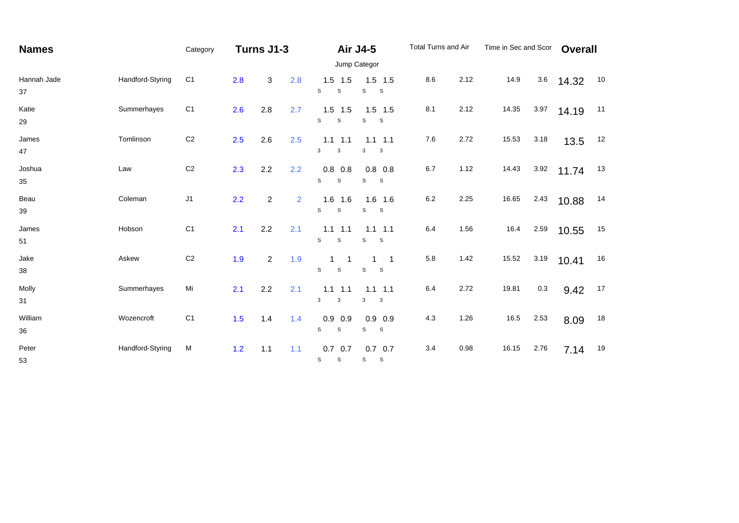| Names | | Category | Turns J1-3 | | | Air J4-5 | | | | Total Turns and Air | | Time in Sec and Scor | | Overall | |
|---|---|---|---|---|---|---|---|---|---|---|---|---|---|---|---|
| | | | | | | Jump Categor | | | | | | | | | |
| Hannah Jade 37 | Handford-Styring | C1 | 2.8 | 3 | 2.8 | 1.5 S | 1.5 S | 1.5 S | 1.5 S | 8.6 | 2.12 | 14.9 | 3.6 | 14.32 | 10 |
| Katie 29 | Summerhayes | C1 | 2.6 | 2.8 | 2.7 | 1.5 S | 1.5 S | 1.5 S | 1.5 S | 8.1 | 2.12 | 14.35 | 3.97 | 14.19 | 11 |
| James 47 | Tomlinson | C2 | 2.5 | 2.6 | 2.5 | 1.1 3 | 1.1 3 | 1.1 3 | 1.1 3 | 7.6 | 2.72 | 15.53 | 3.18 | 13.5 | 12 |
| Joshua 35 | Law | C2 | 2.3 | 2.2 | 2.2 | 0.8 S | 0.8 S | 0.8 S | 0.8 S | 6.7 | 1.12 | 14.43 | 3.92 | 11.74 | 13 |
| Beau 39 | Coleman | J1 | 2.2 | 2 | 2 | 1.6 S | 1.6 S | 1.6 S | 1.6 S | 6.2 | 2.25 | 16.65 | 2.43 | 10.88 | 14 |
| James 51 | Hobson | C1 | 2.1 | 2.2 | 2.1 | 1.1 S | 1.1 S | 1.1 S | 1.1 S | 6.4 | 1.56 | 16.4 | 2.59 | 10.55 | 15 |
| Jake 38 | Askew | C2 | 1.9 | 2 | 1.9 | 1 S | 1 S | 1 S | 1 S | 5.8 | 1.42 | 15.52 | 3.19 | 10.41 | 16 |
| Molly 31 | Summerhayes | Mi | 2.1 | 2.2 | 2.1 | 1.1 3 | 1.1 3 | 1.1 3 | 1.1 3 | 6.4 | 2.72 | 19.81 | 0.3 | 9.42 | 17 |
| William 36 | Wozencroft | C1 | 1.5 | 1.4 | 1.4 | 0.9 S | 0.9 S | 0.9 S | 0.9 S | 4.3 | 1.26 | 16.5 | 2.53 | 8.09 | 18 |
| Peter 53 | Handford-Styring | M | 1.2 | 1.1 | 1.1 | 0.7 S | 0.7 S | 0.7 S | 0.7 S | 3.4 | 0.98 | 16.15 | 2.76 | 7.14 | 19 |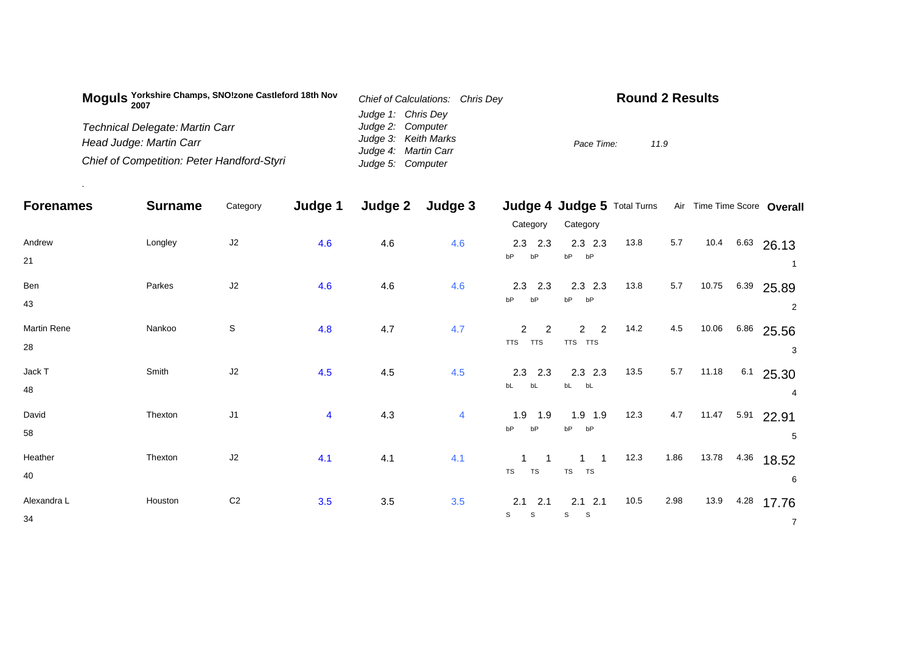**Moguls** **Yorkshire Champs, SNO!zone Castleford 18th Nov 2007**

*Technical Delegate: Martin Carr*
*Head Judge: Martin Carr*
*Chief of Competition: Peter Handford-Styri*

*Chief of Calculations: Chris Dey*
*Judge 1: Chris Dey*
*Judge 2: Computer*
*Judge 3: Keith Marks*
*Judge 4: Martin Carr*
*Judge 5: Computer*

## Round 2 Results

*Pace Time:* *11.9*

| Forenames | Surname | Category | Judge 1 | Judge 2 | Judge 3 | Judge 4 Category | | Judge 5 Category | | Total Turns | Air | Time | Time Score | Overall |
|---|---|---|---|---|---|---|---|---|---|---|---|---|---|---|
| Andrew | Longley | J2 | 4.6 | 4.6 | 4.6 | 2.3 bP | 2.3 bP | 2.3 bP | 2.3 bP | 13.8 | 5.7 | 10.4 | 6.63 | 26.13 |
| 21 | | | | | | | | | | | | | | 1 |
| Ben | Parkes | J2 | 4.6 | 4.6 | 4.6 | 2.3 bP | 2.3 bP | 2.3 bP | 2.3 bP | 13.8 | 5.7 | 10.75 | 6.39 | 25.89 |
| 43 | | | | | | | | | | | | | | 2 |
| Martin Rene | Nankoo | S | 4.8 | 4.7 | 4.7 | 2 TTS | 2 TTS | 2 TTS | 2 TTS | 14.2 | 4.5 | 10.06 | 6.86 | 25.56 |
| 28 | | | | | | | | | | | | | | 3 |
| Jack T | Smith | J2 | 4.5 | 4.5 | 4.5 | 2.3 bL | 2.3 bL | 2.3 bL | 2.3 bL | 13.5 | 5.7 | 11.18 | 6.1 | 25.30 |
| 48 | | | | | | | | | | | | | | 4 |
| David | Thexton | J1 | 4 | 4.3 | 4 | 1.9 bP | 1.9 bP | 1.9 bP | 1.9 bP | 12.3 | 4.7 | 11.47 | 5.91 | 22.91 |
| 58 | | | | | | | | | | | | | | 5 |
| Heather | Thexton | J2 | 4.1 | 4.1 | 4.1 | 1 TS | 1 TS | 1 TS | 1 TS | 12.3 | 1.86 | 13.78 | 4.36 | 18.52 |
| 40 | | | | | | | | | | | | | | 6 |
| Alexandra L | Houston | C2 | 3.5 | 3.5 | 3.5 | 2.1 S | 2.1 S | 2.1 S | 2.1 S | 10.5 | 2.98 | 13.9 | 4.28 | 17.76 |
| 34 | | | | | | | | | | | | | | 7 |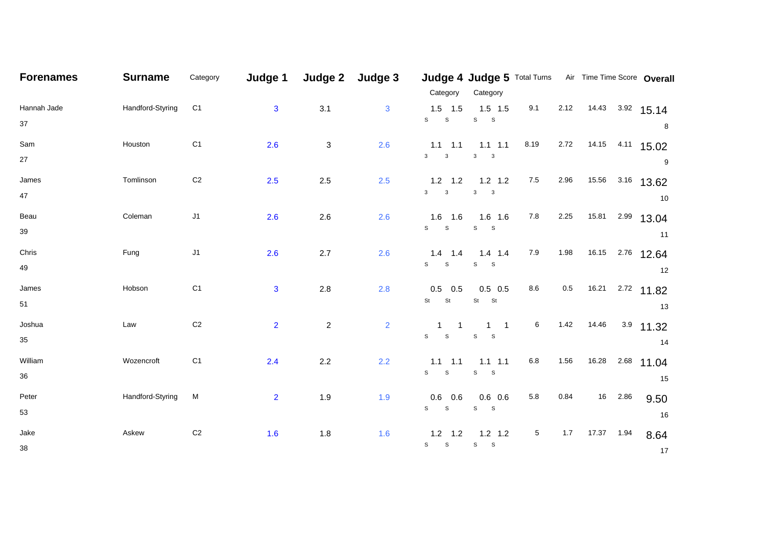| Forenames | Surname | Category | Judge 1 | Judge 2 | Judge 3 | Judge 4 Category | | Judge 5 Category | | Total Turns | Air | Time | Time Score | Overall |
|---|---|---|---|---|---|---|---|---|---|---|---|---|---|---|
| Hannah Jade 37 | Handford-Styring | C1 | 3 | 3.1 | 3 | 1.5 S | 1.5 S | 1.5 S | 1.5 S | 9.1 | 2.12 | 14.43 | 3.92 | 15.14 8 |
| Sam 27 | Houston | C1 | 2.6 | 3 | 2.6 | 1.1 3 | 1.1 3 | 1.1 3 | 1.1 3 | 8.19 | 2.72 | 14.15 | 4.11 | 15.02 9 |
| James 47 | Tomlinson | C2 | 2.5 | 2.5 | 2.5 | 1.2 3 | 1.2 3 | 1.2 3 | 1.2 3 | 7.5 | 2.96 | 15.56 | 3.16 | 13.62 10 |
| Beau 39 | Coleman | J1 | 2.6 | 2.6 | 2.6 | 1.6 S | 1.6 S | 1.6 S | 1.6 S | 7.8 | 2.25 | 15.81 | 2.99 | 13.04 11 |
| Chris 49 | Fung | J1 | 2.6 | 2.7 | 2.6 | 1.4 S | 1.4 S | 1.4 S | 1.4 S | 7.9 | 1.98 | 16.15 | 2.76 | 12.64 12 |
| James 51 | Hobson | C1 | 3 | 2.8 | 2.8 | 0.5 St | 0.5 St | 0.5 St | 0.5 St | 8.6 | 0.5 | 16.21 | 2.72 | 11.82 13 |
| Joshua 35 | Law | C2 | 2 | 2 | 2 | 1 S | 1 S | 1 S | 1 S | 6 | 1.42 | 14.46 | 3.9 | 11.32 14 |
| William 36 | Wozencroft | C1 | 2.4 | 2.2 | 2.2 | 1.1 S | 1.1 S | 1.1 S | 1.1 S | 6.8 | 1.56 | 16.28 | 2.68 | 11.04 15 |
| Peter 53 | Handford-Styring | M | 2 | 1.9 | 1.9 | 0.6 S | 0.6 S | 0.6 S | 0.6 S | 5.8 | 0.84 | 16 | 2.86 | 9.50 16 |
| Jake 38 | Askew | C2 | 1.6 | 1.8 | 1.6 | 1.2 S | 1.2 S | 1.2 S | 1.2 S | 5 | 1.7 | 17.37 | 1.94 | 8.64 17 |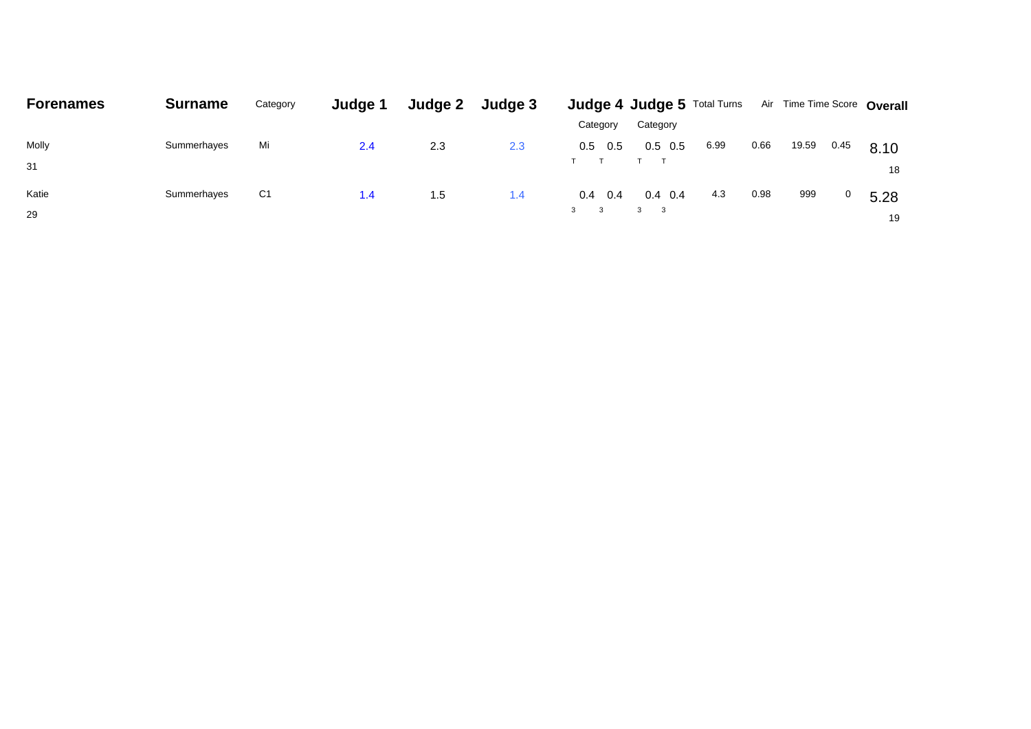| Forenames | Surname | Category | Judge 1 | Judge 2 | Judge 3 | Judge 4 | | Judge 5 | | Total Turns | Air | Time | Time Score | Overall |
|---|---|---|---|---|---|---|---|---|---|---|---|---|---|---|
| | | | | | | Category | | Category | | | | | | |
| Molly | Summerhayes | Mi | 2.4 | 2.3 | 2.3 | 0.5 | 0.5 | 0.5 | 0.5 | 6.99 | 0.66 | 19.59 | 0.45 | 8.10 |
| 31 | | | | | | T | T | T | T | | | | | 18 |
| Katie | Summerhayes | C1 | 1.4 | 1.5 | 1.4 | 0.4 | 0.4 | 0.4 | 0.4 | 4.3 | 0.98 | 999 | 0 | 5.28 |
| 29 | | | | | | 3 | 3 | 3 | 3 | | | | | 19 |